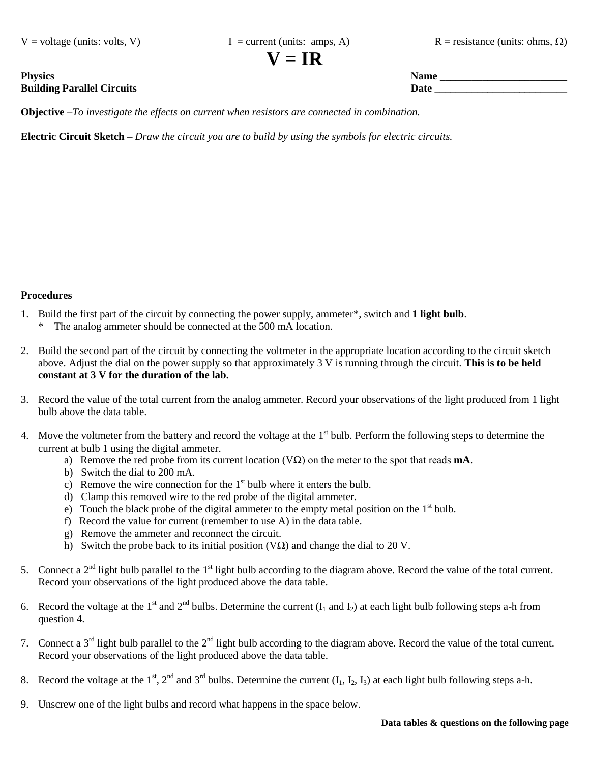V = voltage (units: volts, V)    I = current (units: amps, A)    R = resistance (units: ohms, Ω)

# V = IR

**Physics**
**Building Parallel Circuits**

**Name** ________________________
**Date** _________________________

**Objective –** *To investigate the effects on current when resistors are connected in combination.*

**Electric Circuit Sketch –** *Draw the circuit you are to build by using the symbols for electric circuits.*

**Procedures**

1. Build the first part of the circuit by connecting the power supply, ammeter*, switch and **1 light bulb**.
   * The analog ammeter should be connected at the 500 mA location.

2. Build the second part of the circuit by connecting the voltmeter in the appropriate location according to the circuit sketch above. Adjust the dial on the power supply so that approximately 3 V is running through the circuit. **This is to be held constant at 3 V for the duration of the lab.**

3. Record the value of the total current from the analog ammeter. Record your observations of the light produced from 1 light bulb above the data table.

4. Move the voltmeter from the battery and record the voltage at the 1st bulb. Perform the following steps to determine the current at bulb 1 using the digital ammeter.
   a) Remove the red probe from its current location (VΩ) on the meter to the spot that reads **mA**.
   b) Switch the dial to 200 mA.
   c) Remove the wire connection for the 1st bulb where it enters the bulb.
   d) Clamp this removed wire to the red probe of the digital ammeter.
   e) Touch the black probe of the digital ammeter to the empty metal position on the 1st bulb.
   f) Record the value for current (remember to use A) in the data table.
   g) Remove the ammeter and reconnect the circuit.
   h) Switch the probe back to its initial position (VΩ) and change the dial to 20 V.

5. Connect a 2nd light bulb parallel to the 1st light bulb according to the diagram above. Record the value of the total current. Record your observations of the light produced above the data table.

6. Record the voltage at the 1st and 2nd bulbs. Determine the current ($I_1$ and $I_2$) at each light bulb following steps a-h from question 4.

7. Connect a 3rd light bulb parallel to the 2nd light bulb according to the diagram above. Record the value of the total current. Record your observations of the light produced above the data table.

8. Record the voltage at the 1st, 2nd and 3rd bulbs. Determine the current ($I_1$, $I_2$, $I_3$) at each light bulb following steps a-h.

9. Unscrew one of the light bulbs and record what happens in the space below.

**Data tables & questions on the following page**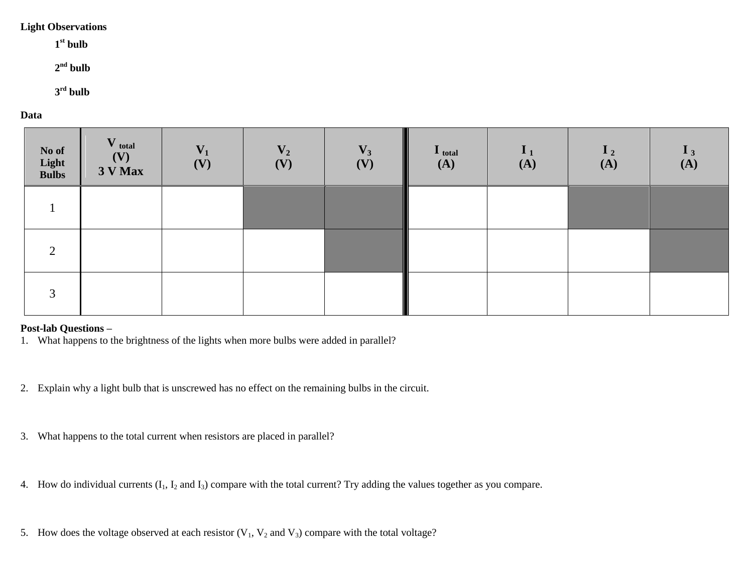**Light Observations**

1st bulb

2nd bulb

3rd bulb

**Data**

| No of Light Bulbs | $V_{total}$ (V) 3 V Max | $V_1$ (V) | $V_2$ (V) | $V_3$ (V) | $I_{total}$ (A) | $I_1$ (A) | $I_2$ (A) | $I_3$ (A) |
|---|---|---|---|---|---|---|---|---|
| 1 | | | | | | | | |
| 2 | | | | | | | | |
| 3 | | | | | | | | |

**Post-lab Questions –**

1. What happens to the brightness of the lights when more bulbs were added in parallel?

2. Explain why a light bulb that is unscrewed has no effect on the remaining bulbs in the circuit.

3. What happens to the total current when resistors are placed in parallel?

4. How do individual currents ($I_1$, $I_2$ and $I_3$) compare with the total current? Try adding the values together as you compare.

5. How does the voltage observed at each resistor ($V_1$, $V_2$ and $V_3$) compare with the total voltage?